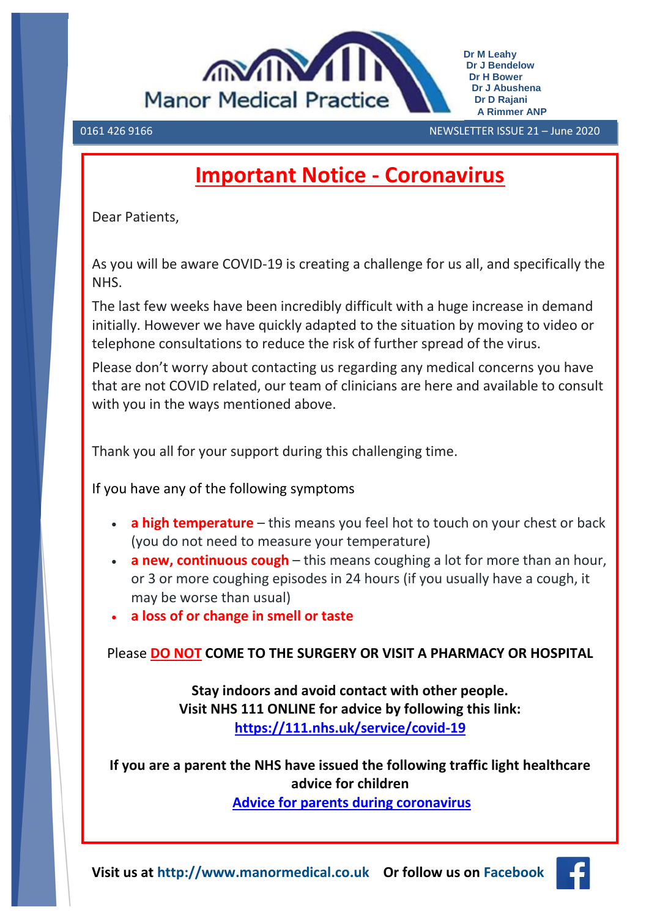Manor Medical Practice

Dr M Leahy
Dr J Bendelow
Dr H Bower
Dr J Abushena
Dr D Rajani
A Rimmer ANP

0161 426 9166 NEWSLETTER ISSUE 21 – June 2020

# Important Notice - Coronavirus

Dear Patients,

As you will be aware COVID-19 is creating a challenge for us all, and specifically the NHS.

The last few weeks have been incredibly difficult with a huge increase in demand initially. However we have quickly adapted to the situation by moving to video or telephone consultations to reduce the risk of further spread of the virus.

Please don't worry about contacting us regarding any medical concerns you have that are not COVID related, our team of clinicians are here and available to consult with you in the ways mentioned above.

Thank you all for your support during this challenging time.

If you have any of the following symptoms

- **a high temperature** – this means you feel hot to touch on your chest or back (you do not need to measure your temperature)
- **a new, continuous cough** – this means coughing a lot for more than an hour, or 3 or more coughing episodes in 24 hours (if you usually have a cough, it may be worse than usual)
- **a loss of or change in smell or taste**

Please **DO NOT COME TO THE SURGERY OR VISIT A PHARMACY OR HOSPITAL**

**Stay indoors and avoid contact with other people.**
**Visit NHS 111 ONLINE for advice by following this link:**
**https://111.nhs.uk/service/covid-19**

**If you are a parent the NHS have issued the following traffic light healthcare advice for children**
**Advice for parents during coronavirus**

**Visit us at http://www.manormedical.co.uk Or follow us on Facebook**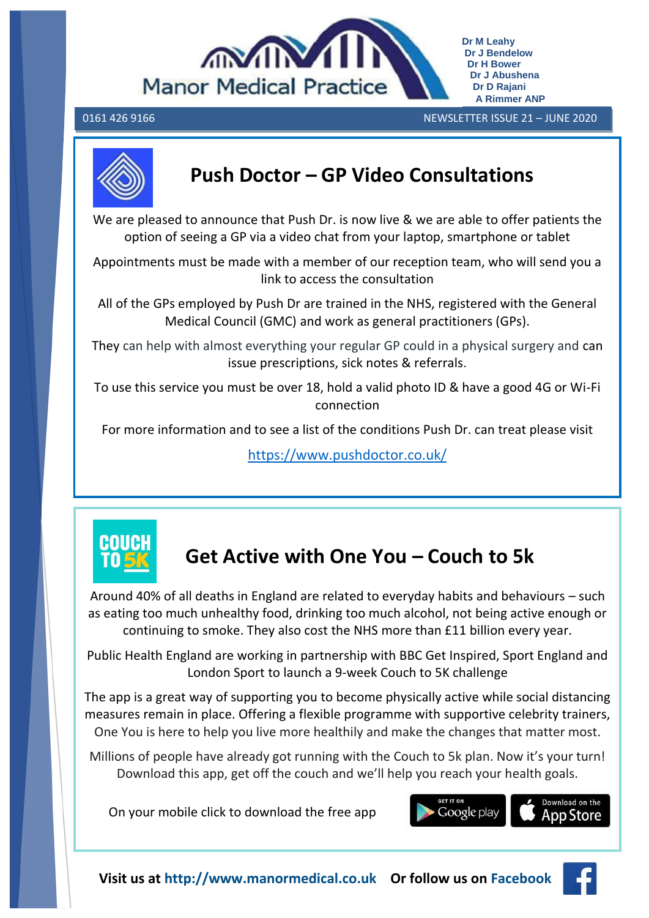Manor Medical Practice

Dr M Leahy
Dr J Bendelow
Dr H Bower
Dr J Abushena
Dr D Rajani
A Rimmer ANP

0161 426 9166

NEWSLETTER ISSUE 21 – JUNE 2020

## Push Doctor – GP Video Consultations

We are pleased to announce that Push Dr. is now live & we are able to offer patients the option of seeing a GP via a video chat from your laptop, smartphone or tablet

Appointments must be made with a member of our reception team, who will send you a link to access the consultation

All of the GPs employed by Push Dr are trained in the NHS, registered with the General Medical Council (GMC) and work as general practitioners (GPs).

They can help with almost everything your regular GP could in a physical surgery and can issue prescriptions, sick notes & referrals.

To use this service you must be over 18, hold a valid photo ID & have a good 4G or Wi-Fi connection

For more information and to see a list of the conditions Push Dr. can treat please visit

https://www.pushdoctor.co.uk/

## Get Active with One You – Couch to 5k

Around 40% of all deaths in England are related to everyday habits and behaviours – such as eating too much unhealthy food, drinking too much alcohol, not being active enough or continuing to smoke. They also cost the NHS more than £11 billion every year.

Public Health England are working in partnership with BBC Get Inspired, Sport England and London Sport to launch a 9-week Couch to 5K challenge

The app is a great way of supporting you to become physically active while social distancing measures remain in place. Offering a flexible programme with supportive celebrity trainers, One You is here to help you live more healthily and make the changes that matter most.

Millions of people have already got running with the Couch to 5k plan. Now it's your turn! Download this app, get off the couch and we'll help you reach your health goals.

On your mobile click to download the free app

GET IT ON Google play | Download on the App Store

**Visit us at http://www.manormedical.co.uk Or follow us on Facebook**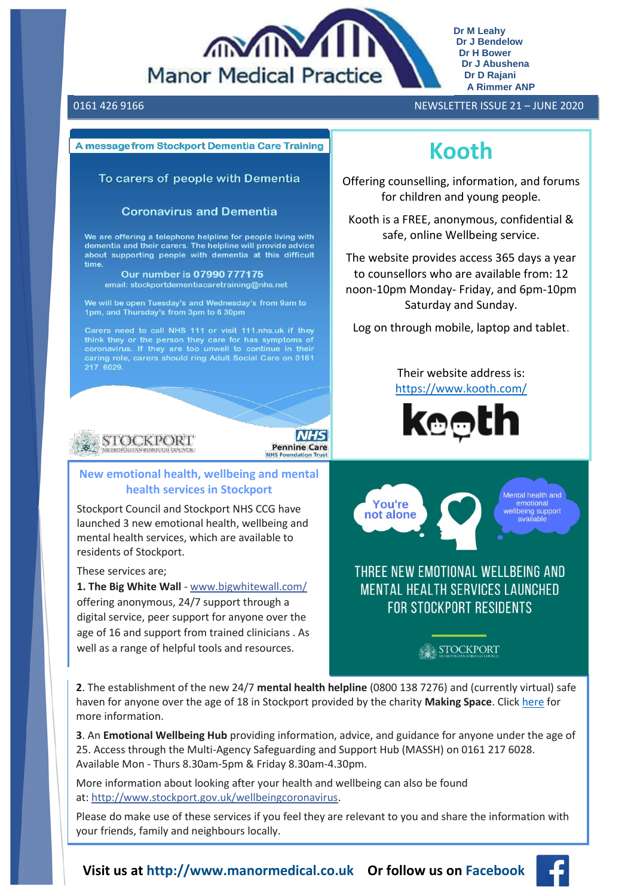# Manor Medical Practice

Dr M Leahy
Dr J Bendelow
Dr H Bower
Dr J Abushena
Dr D Rajani
A Rimmer ANP

0161 426 9166

NEWSLETTER ISSUE 21 – JUNE 2020

## A message from Stockport Dementia Care Training

### To carers of people with Dementia

### Coronavirus and Dementia

We are offering a telephone helpline for people living with dementia and their carers. The helpline will provide advice about supporting people with dementia at this difficult time.

**Our number is 07990 777175**
email: stockportdementiacaretraining@nhs.net

We will be open Tuesday's and Wednesday's from 9am to 1pm, and Thursday's from 3pm to 6 30pm

Carers need to call NHS 111 or visit 111.nhs.uk if they think they or the person they care for has symptoms of coronavirus. If they are too unwell to continue in their caring role, carers should ring Adult Social Care on 0161 217 6029.

STOCKPORT Metropolitan Borough Council

NHS Pennine Care NHS Foundation Trust

## Kooth

Offering counselling, information, and forums for children and young people.

Kooth is a FREE, anonymous, confidential & safe, online Wellbeing service.

The website provides access 365 days a year to counsellors who are available from: 12 noon-10pm Monday- Friday, and 6pm-10pm Saturday and Sunday.

Log on through mobile, laptop and tablet.

Their website address is:
https://www.kooth.com/

## New emotional health, wellbeing and mental health services in Stockport

Stockport Council and Stockport NHS CCG have launched 3 new emotional health, wellbeing and mental health services, which are available to residents of Stockport.

You're not alone

Mental health and emotional wellbeing support available

THREE NEW EMOTIONAL WELLBEING AND MENTAL HEALTH SERVICES LAUNCHED FOR STOCKPORT RESIDENTS

STOCKPORT Metropolitan Borough Council

These services are;

**1. The Big White Wall** - www.bigwhitewall.com/ offering anonymous, 24/7 support through a digital service, peer support for anyone over the age of 16 and support from trained clinicians . As well as a range of helpful tools and resources.

**2**. The establishment of the new 24/7 **mental health helpline** (0800 138 7276) and (currently virtual) safe haven for anyone over the age of 18 in Stockport provided by the charity **Making Space**. Click here for more information.

**3**. An **Emotional Wellbeing Hub** providing information, advice, and guidance for anyone under the age of 25. Access through the Multi-Agency Safeguarding and Support Hub (MASSH) on 0161 217 6028. Available Mon - Thurs 8.30am-5pm & Friday 8.30am-4.30pm.

More information about looking after your health and wellbeing can also be found at: http://www.stockport.gov.uk/wellbeingcoronavirus.

Please do make use of these services if you feel they are relevant to you and share the information with your friends, family and neighbours locally.

**Visit us at http://www.manormedical.co.uk    Or follow us on Facebook**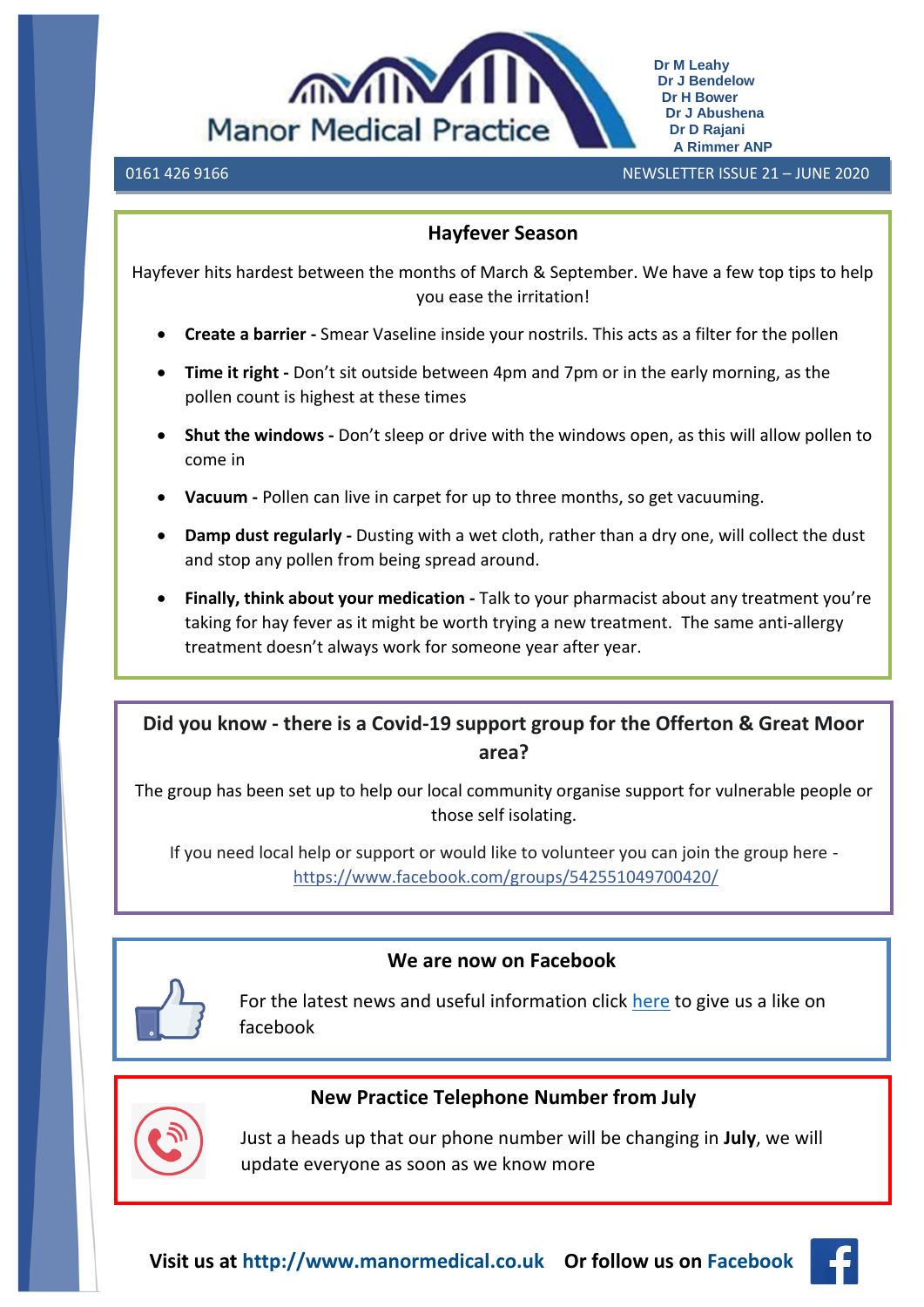Manor Medical Practice

Dr M Leahy
Dr J Bendelow
Dr H Bower
Dr J Abushena
Dr D Rajani
A Rimmer ANP

0161 426 9166

NEWSLETTER ISSUE 21 – JUNE 2020

## Hayfever Season

Hayfever hits hardest between the months of March & September. We have a few top tips to help you ease the irritation!

- **Create a barrier -** Smear Vaseline inside your nostrils. This acts as a filter for the pollen
- **Time it right -** Don't sit outside between 4pm and 7pm or in the early morning, as the pollen count is highest at these times
- **Shut the windows -** Don't sleep or drive with the windows open, as this will allow pollen to come in
- **Vacuum -** Pollen can live in carpet for up to three months, so get vacuuming.
- **Damp dust regularly -** Dusting with a wet cloth, rather than a dry one, will collect the dust and stop any pollen from being spread around.
- **Finally, think about your medication -** Talk to your pharmacist about any treatment you're taking for hay fever as it might be worth trying a new treatment. The same anti-allergy treatment doesn't always work for someone year after year.

## Did you know - there is a Covid-19 support group for the Offerton & Great Moor area?

The group has been set up to help our local community organise support for vulnerable people or those self isolating.

If you need local help or support or would like to volunteer you can join the group here - https://www.facebook.com/groups/542551049700420/

## We are now on Facebook

For the latest news and useful information click here to give us a like on facebook

## New Practice Telephone Number from July

Just a heads up that our phone number will be changing in **July**, we will update everyone as soon as we know more

**Visit us at http://www.manormedical.co.uk Or follow us on Facebook**